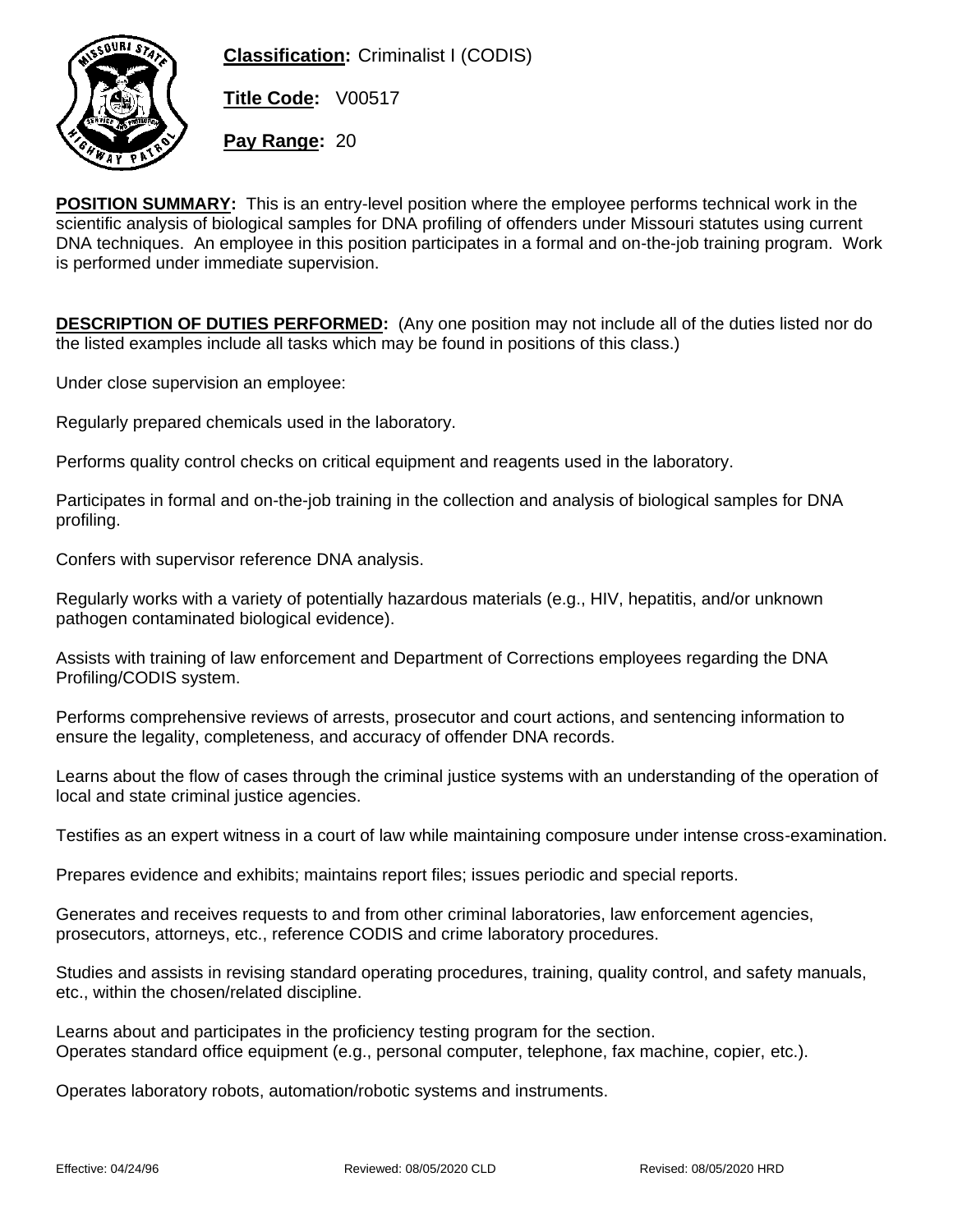**Classification:** Criminalist I (CODIS)

**Title Code:** V00517

**Pay Range:** 20

**POSITION SUMMARY:** This is an entry-level position where the employee performs technical work in the scientific analysis of biological samples for DNA profiling of offenders under Missouri statutes using current DNA techniques. An employee in this position participates in a formal and on-the-job training program. Work is performed under immediate supervision.

**DESCRIPTION OF DUTIES PERFORMED:** (Any one position may not include all of the duties listed nor do the listed examples include all tasks which may be found in positions of this class.)

Under close supervision an employee:

Regularly prepared chemicals used in the laboratory.

Performs quality control checks on critical equipment and reagents used in the laboratory.

Participates in formal and on-the-job training in the collection and analysis of biological samples for DNA profiling.

Confers with supervisor reference DNA analysis.

Regularly works with a variety of potentially hazardous materials (e.g., HIV, hepatitis, and/or unknown pathogen contaminated biological evidence).

Assists with training of law enforcement and Department of Corrections employees regarding the DNA Profiling/CODIS system.

Performs comprehensive reviews of arrests, prosecutor and court actions, and sentencing information to ensure the legality, completeness, and accuracy of offender DNA records.

Learns about the flow of cases through the criminal justice systems with an understanding of the operation of local and state criminal justice agencies.

Testifies as an expert witness in a court of law while maintaining composure under intense cross-examination.

Prepares evidence and exhibits; maintains report files; issues periodic and special reports.

Generates and receives requests to and from other criminal laboratories, law enforcement agencies, prosecutors, attorneys, etc., reference CODIS and crime laboratory procedures.

Studies and assists in revising standard operating procedures, training, quality control, and safety manuals, etc., within the chosen/related discipline.

Learns about and participates in the proficiency testing program for the section.
Operates standard office equipment (e.g., personal computer, telephone, fax machine, copier, etc.).

Operates laboratory robots, automation/robotic systems and instruments.

Effective: 04/24/96 Reviewed: 08/05/2020 CLD Revised: 08/05/2020 HRD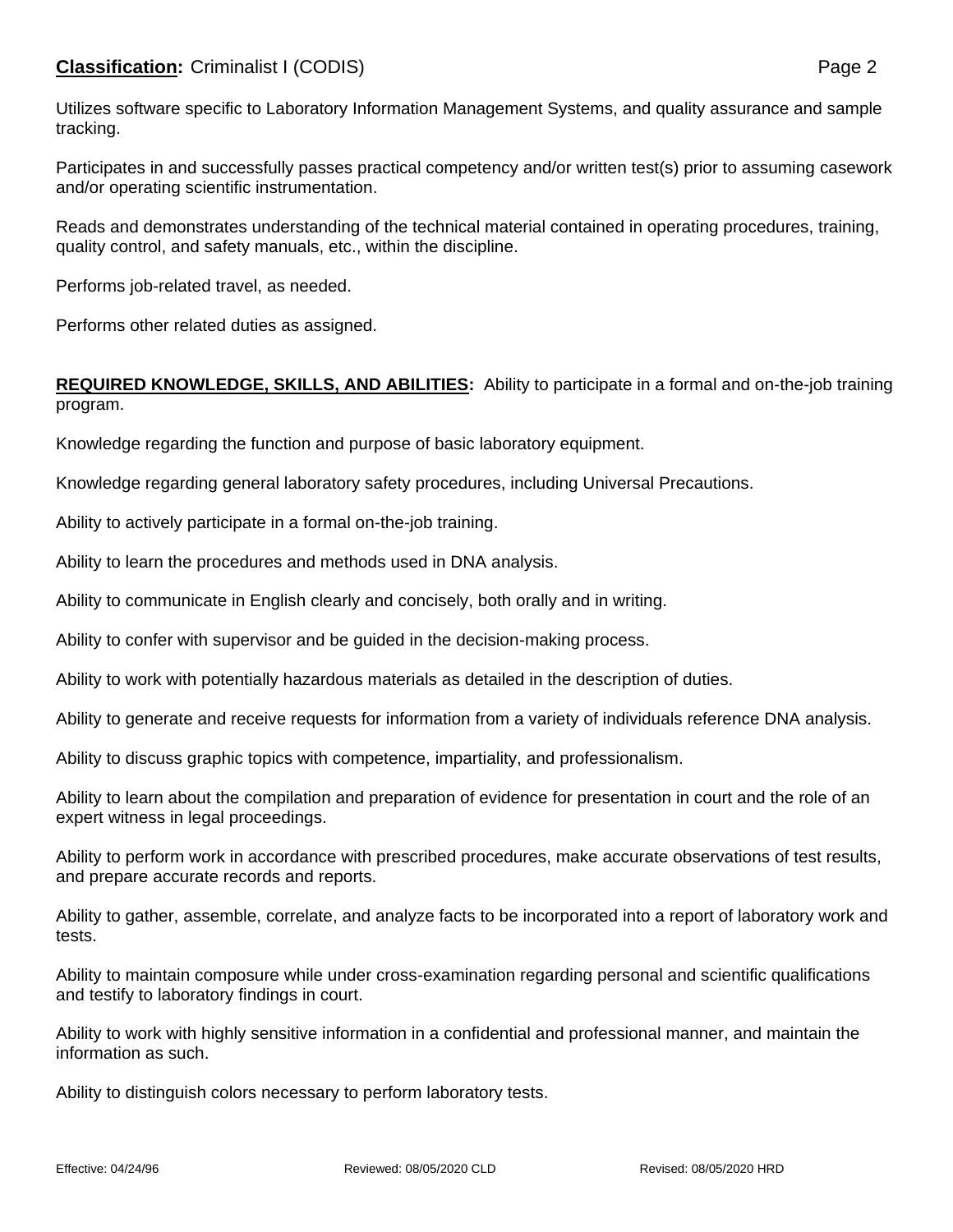Utilizes software specific to Laboratory Information Management Systems, and quality assurance and sample tracking.

Participates in and successfully passes practical competency and/or written test(s) prior to assuming casework and/or operating scientific instrumentation.

Reads and demonstrates understanding of the technical material contained in operating procedures, training, quality control, and safety manuals, etc., within the discipline.

Performs job-related travel, as needed.

Performs other related duties as assigned.

**REQUIRED KNOWLEDGE, SKILLS, AND ABILITIES:** Ability to participate in a formal and on-the-job training program.

Knowledge regarding the function and purpose of basic laboratory equipment.

Knowledge regarding general laboratory safety procedures, including Universal Precautions.

Ability to actively participate in a formal on-the-job training.

Ability to learn the procedures and methods used in DNA analysis.

Ability to communicate in English clearly and concisely, both orally and in writing.

Ability to confer with supervisor and be guided in the decision-making process.

Ability to work with potentially hazardous materials as detailed in the description of duties.

Ability to generate and receive requests for information from a variety of individuals reference DNA analysis.

Ability to discuss graphic topics with competence, impartiality, and professionalism.

Ability to learn about the compilation and preparation of evidence for presentation in court and the role of an expert witness in legal proceedings.

Ability to perform work in accordance with prescribed procedures, make accurate observations of test results, and prepare accurate records and reports.

Ability to gather, assemble, correlate, and analyze facts to be incorporated into a report of laboratory work and tests.

Ability to maintain composure while under cross-examination regarding personal and scientific qualifications and testify to laboratory findings in court.

Ability to work with highly sensitive information in a confidential and professional manner, and maintain the information as such.

Ability to distinguish colors necessary to perform laboratory tests.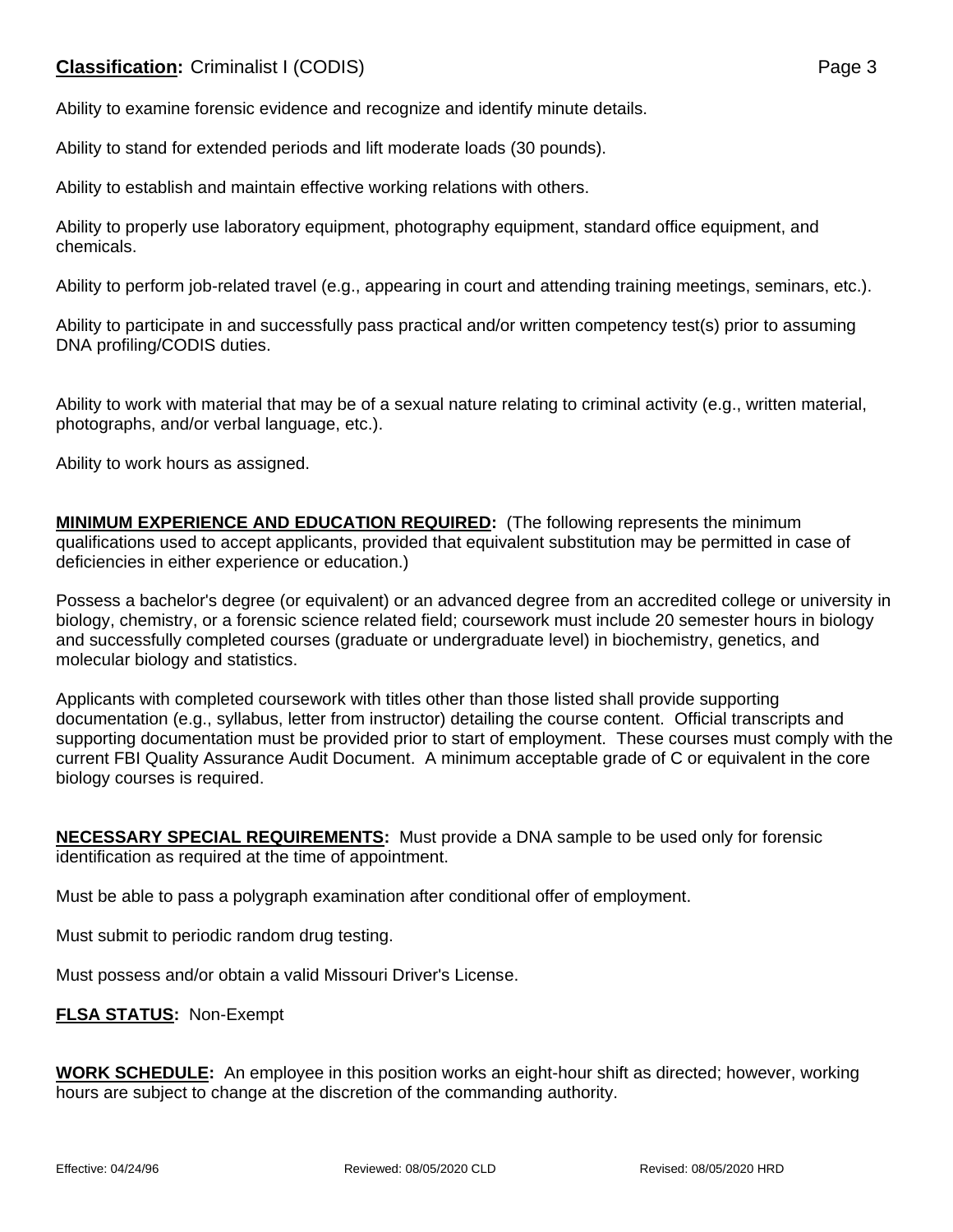Ability to examine forensic evidence and recognize and identify minute details.

Ability to stand for extended periods and lift moderate loads (30 pounds).

Ability to establish and maintain effective working relations with others.

Ability to properly use laboratory equipment, photography equipment, standard office equipment, and chemicals.

Ability to perform job-related travel (e.g., appearing in court and attending training meetings, seminars, etc.).

Ability to participate in and successfully pass practical and/or written competency test(s) prior to assuming DNA profiling/CODIS duties.

Ability to work with material that may be of a sexual nature relating to criminal activity (e.g., written material, photographs, and/or verbal language, etc.).

Ability to work hours as assigned.

**MINIMUM EXPERIENCE AND EDUCATION REQUIRED:** (The following represents the minimum qualifications used to accept applicants, provided that equivalent substitution may be permitted in case of deficiencies in either experience or education.)

Possess a bachelor's degree (or equivalent) or an advanced degree from an accredited college or university in biology, chemistry, or a forensic science related field; coursework must include 20 semester hours in biology and successfully completed courses (graduate or undergraduate level) in biochemistry, genetics, and molecular biology and statistics.

Applicants with completed coursework with titles other than those listed shall provide supporting documentation (e.g., syllabus, letter from instructor) detailing the course content. Official transcripts and supporting documentation must be provided prior to start of employment. These courses must comply with the current FBI Quality Assurance Audit Document. A minimum acceptable grade of C or equivalent in the core biology courses is required.

**NECESSARY SPECIAL REQUIREMENTS:** Must provide a DNA sample to be used only for forensic identification as required at the time of appointment.

Must be able to pass a polygraph examination after conditional offer of employment.

Must submit to periodic random drug testing.

Must possess and/or obtain a valid Missouri Driver's License.

**FLSA STATUS:** Non-Exempt

**WORK SCHEDULE:** An employee in this position works an eight-hour shift as directed; however, working hours are subject to change at the discretion of the commanding authority.

Effective: 04/24/96 Reviewed: 08/05/2020 CLD Revised: 08/05/2020 HRD